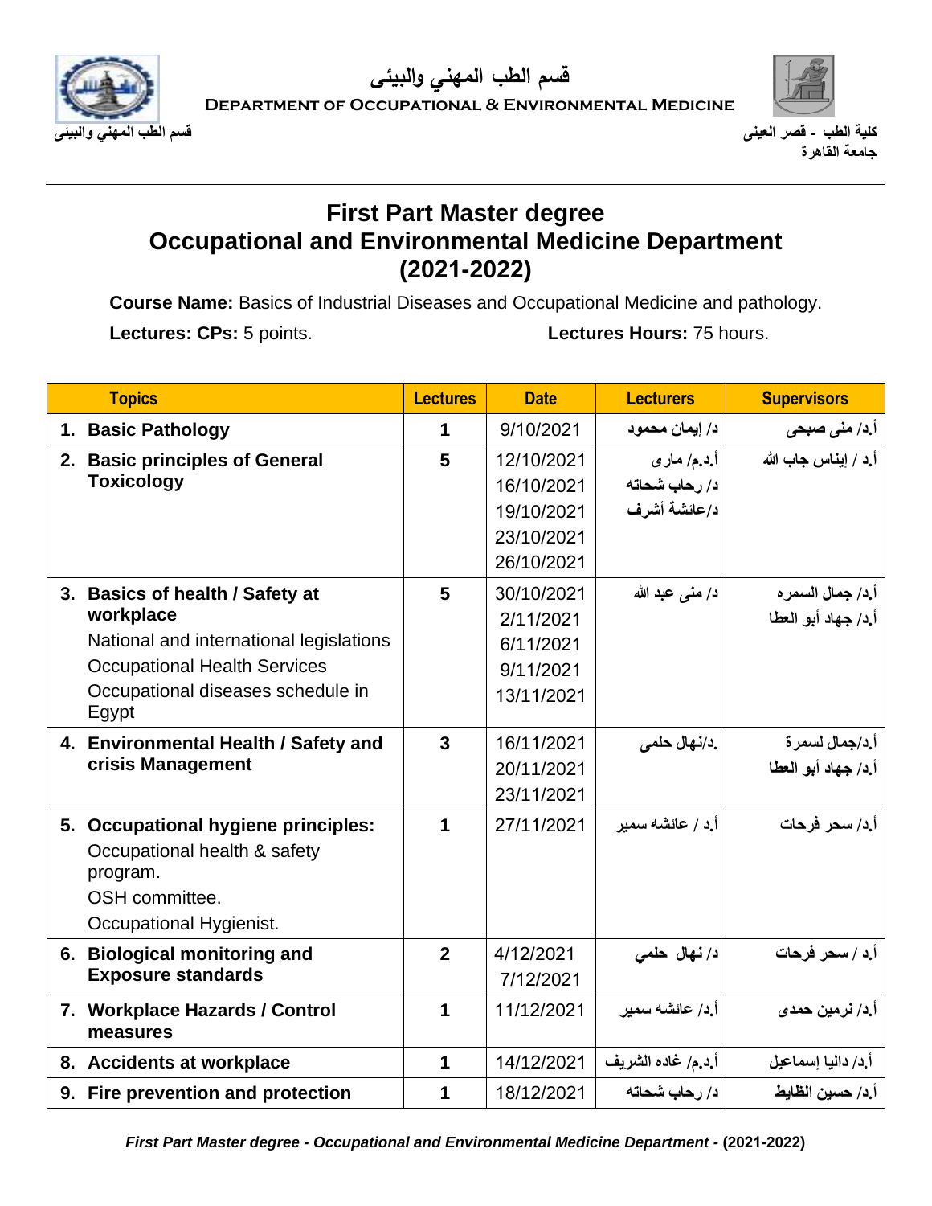قسم الطب المهني والبيئى

DEPARTMENT OF OCCUPATIONAL & ENVIRONMENTAL MEDICINE

كلية الطب - قصر العينى
جامعة القاهرة

قسم الطب المهني والبيئى

# First Part Master degree
# Occupational and Environmental Medicine Department
# (2021-2022)

**Course Name:** Basics of Industrial Diseases and Occupational Medicine and pathology.

**Lectures: CPs:** 5 points. **Lectures Hours:** 75 hours.

| Topics | Lectures | Date | Lecturers | Supervisors |
|---|---|---|---|---|
| 1. **Basic Pathology** | 1 | 9/10/2021 | د/ إيمان محمود | أ.د/ منى صبحى |
| 2. **Basic principles of General Toxicology** | 5 | 12/10/2021<br>16/10/2021<br>19/10/2021<br>23/10/2021<br>26/10/2021 | أ.د.م/ مارى<br>د/ رحاب شحاته<br>د/عائشة أشرف | أ.د / إيناس جاب الله |
| 3. **Basics of health / Safety at workplace**<br>National and international legislations<br>Occupational Health Services<br>Occupational diseases schedule in Egypt | 5 | 30/10/2021<br>2/11/2021<br>6/11/2021<br>9/11/2021<br>13/11/2021 | د/ منى عبد الله | أ.د/ جمال السمره<br>أ.د/ جهاد أبو العطا |
| 4. **Environmental Health / Safety and crisis Management** | 3 | 16/11/2021<br>20/11/2021<br>23/11/2021 | .د/نهال حلمى | أ.د/جمال لسمرة<br>أ.د/ جهاد أبو العطا |
| 5. **Occupational hygiene principles:**<br>Occupational health & safety program.<br>OSH committee.<br>Occupational Hygienist. | 1 | 27/11/2021 | أ.د / عائشه سمير | أ.د/ سحر فرحات |
| 6. **Biological monitoring and Exposure standards** | 2 | 4/12/2021<br>7/12/2021 | د/ نهال حلمي | أ.د / سحر فرحات |
| 7. **Workplace Hazards / Control measures** | 1 | 11/12/2021 | أ.د/ عائشه سمير | أ.د/ نرمين حمدى |
| 8. **Accidents at workplace** | 1 | 14/12/2021 | أ.د.م/ غاده الشريف | أ.د/ داليا إسماعيل |
| 9. **Fire prevention and protection** | 1 | 18/12/2021 | د/ رحاب شحاته | أ.د/ حسين الظايط |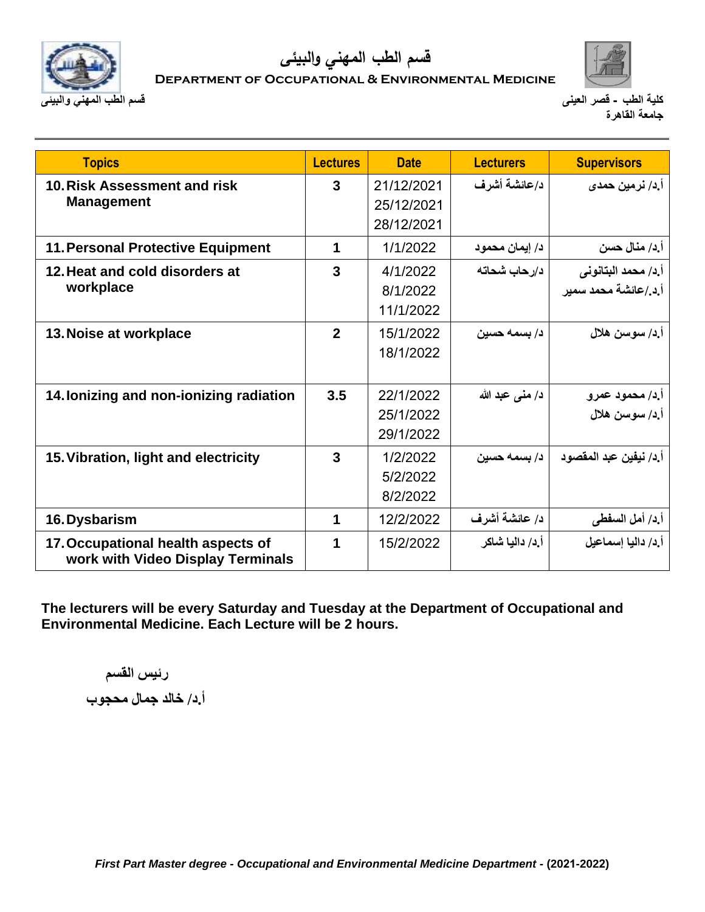# قسم الطب المهني والبيئى

**Department of Occupational & Environmental Medicine**

كلية الطب - قصر العينى
جامعة القاهرة

قسم الطب المهني والبيئى

| Topics | Lectures | Date | Lecturers | Supervisors |
|---|---|---|---|---|
| 10. Risk Assessment and risk Management | 3 | 21/12/2021<br>25/12/2021<br>28/12/2021 | د/عائشة أشرف | أ.د/ نرمين حمدى |
| 11. Personal Protective Equipment | 1 | 1/1/2022 | د/ إيمان محمود | أ.د/ منال حسن |
| 12. Heat and cold disorders at workplace | 3 | 4/1/2022<br>8/1/2022<br>11/1/2022 | د/رحاب شحاته | أ.د/ محمد البتانونى<br>أ.د./عائشة محمد سمير |
| 13. Noise at workplace | 2 | 15/1/2022<br>18/1/2022 | د/ بسمه حسين | أ.د/ سوسن هلال |
| 14. Ionizing and non-ionizing radiation | 3.5 | 22/1/2022<br>25/1/2022<br>29/1/2022 | د/ منى عبد الله | أ.د/ محمود عمرو<br>أ.د/ سوسن هلال |
| 15. Vibration, light and electricity | 3 | 1/2/2022<br>5/2/2022<br>8/2/2022 | د/ بسمه حسين | أ.د/ نيفين عبد المقصود |
| 16. Dysbarism | 1 | 12/2/2022 | د/ عائشة أشرف | أ.د/ أمل السفطى |
| 17. Occupational health aspects of work with Video Display Terminals | 1 | 15/2/2022 | أ.د/ داليا شاكر | أ.د/ داليا إسماعيل |

**The lecturers will be every Saturday and Tuesday at the Department of Occupational and Environmental Medicine. Each Lecture will be 2 hours.**

**رئيس القسم**

**أ.د/ خالد جمال محجوب**

*First Part Master degree - Occupational and Environmental Medicine Department -* **(2021-2022)**